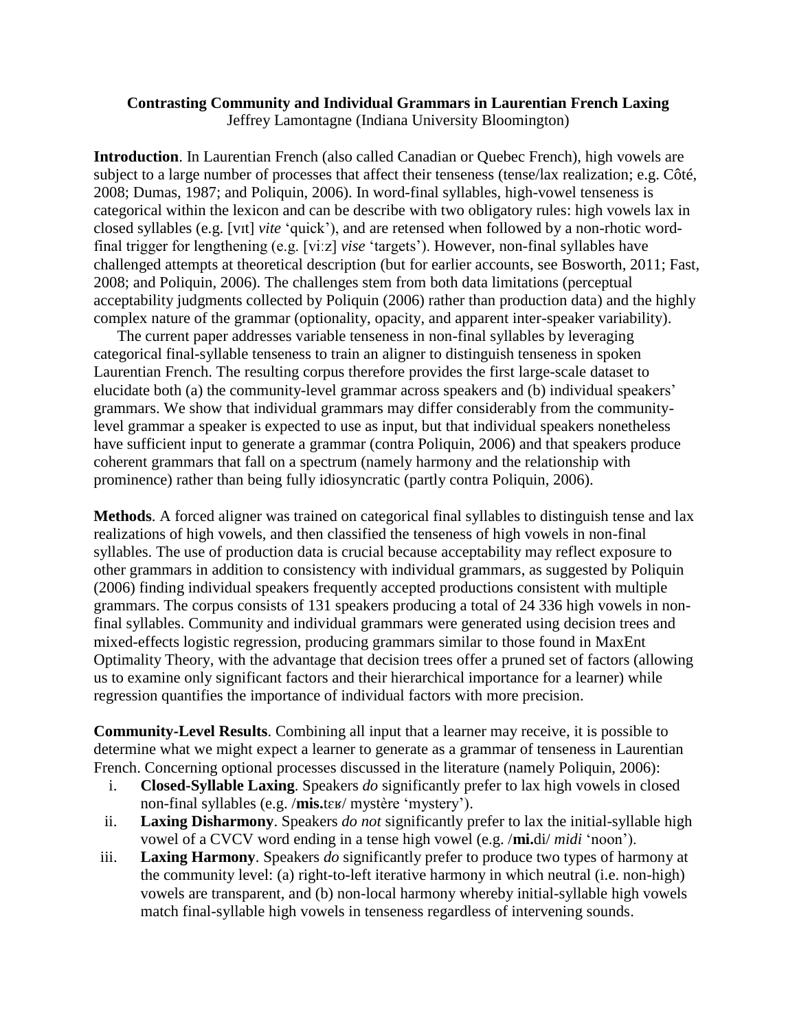**Contrasting Community and Individual Grammars in Laurentian French Laxing**
Jeffrey Lamontagne (Indiana University Bloomington)

**Introduction**. In Laurentian French (also called Canadian or Quebec French), high vowels are subject to a large number of processes that affect their tenseness (tense/lax realization; e.g. Côté, 2008; Dumas, 1987; and Poliquin, 2006). In word-final syllables, high-vowel tenseness is categorical within the lexicon and can be describe with two obligatory rules: high vowels lax in closed syllables (e.g. [vɪt] *vite* 'quick'), and are retensed when followed by a non-rhotic word-final trigger for lengthening (e.g. [viːz] *vise* 'targets'). However, non-final syllables have challenged attempts at theoretical description (but for earlier accounts, see Bosworth, 2011; Fast, 2008; and Poliquin, 2006). The challenges stem from both data limitations (perceptual acceptability judgments collected by Poliquin (2006) rather than production data) and the highly complex nature of the grammar (optionality, opacity, and apparent inter-speaker variability).

The current paper addresses variable tenseness in non-final syllables by leveraging categorical final-syllable tenseness to train an aligner to distinguish tenseness in spoken Laurentian French. The resulting corpus therefore provides the first large-scale dataset to elucidate both (a) the community-level grammar across speakers and (b) individual speakers' grammars. We show that individual grammars may differ considerably from the community-level grammar a speaker is expected to use as input, but that individual speakers nonetheless have sufficient input to generate a grammar (contra Poliquin, 2006) and that speakers produce coherent grammars that fall on a spectrum (namely harmony and the relationship with prominence) rather than being fully idiosyncratic (partly contra Poliquin, 2006).

**Methods**. A forced aligner was trained on categorical final syllables to distinguish tense and lax realizations of high vowels, and then classified the tenseness of high vowels in non-final syllables. The use of production data is crucial because acceptability may reflect exposure to other grammars in addition to consistency with individual grammars, as suggested by Poliquin (2006) finding individual speakers frequently accepted productions consistent with multiple grammars. The corpus consists of 131 speakers producing a total of 24 336 high vowels in non-final syllables. Community and individual grammars were generated using decision trees and mixed-effects logistic regression, producing grammars similar to those found in MaxEnt Optimality Theory, with the advantage that decision trees offer a pruned set of factors (allowing us to examine only significant factors and their hierarchical importance for a learner) while regression quantifies the importance of individual factors with more precision.

**Community-Level Results**. Combining all input that a learner may receive, it is possible to determine what we might expect a learner to generate as a grammar of tenseness in Laurentian French. Concerning optional processes discussed in the literature (namely Poliquin, 2006):

i. **Closed-Syllable Laxing**. Speakers *do* significantly prefer to lax high vowels in closed non-final syllables (e.g. /**mis.**tɛʁ/ mystère 'mystery').
ii. **Laxing Disharmony**. Speakers *do not* significantly prefer to lax the initial-syllable high vowel of a CVCV word ending in a tense high vowel (e.g. /**mi.**di/ *midi* 'noon').
iii. **Laxing Harmony**. Speakers *do* significantly prefer to produce two types of harmony at the community level: (a) right-to-left iterative harmony in which neutral (i.e. non-high) vowels are transparent, and (b) non-local harmony whereby initial-syllable high vowels match final-syllable high vowels in tenseness regardless of intervening sounds.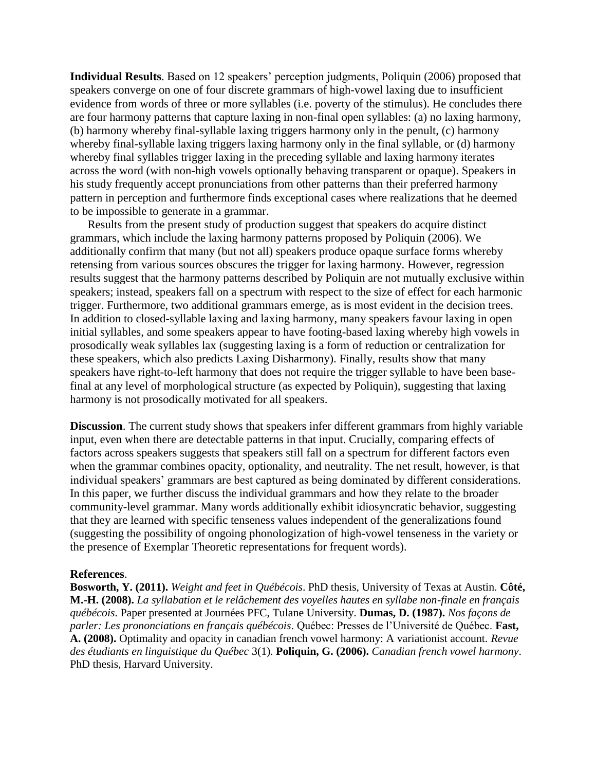**Individual Results**. Based on 12 speakers' perception judgments, Poliquin (2006) proposed that speakers converge on one of four discrete grammars of high-vowel laxing due to insufficient evidence from words of three or more syllables (i.e. poverty of the stimulus). He concludes there are four harmony patterns that capture laxing in non-final open syllables: (a) no laxing harmony, (b) harmony whereby final-syllable laxing triggers harmony only in the penult, (c) harmony whereby final-syllable laxing triggers laxing harmony only in the final syllable, or (d) harmony whereby final syllables trigger laxing in the preceding syllable and laxing harmony iterates across the word (with non-high vowels optionally behaving transparent or opaque). Speakers in his study frequently accept pronunciations from other patterns than their preferred harmony pattern in perception and furthermore finds exceptional cases where realizations that he deemed to be impossible to generate in a grammar.

Results from the present study of production suggest that speakers do acquire distinct grammars, which include the laxing harmony patterns proposed by Poliquin (2006). We additionally confirm that many (but not all) speakers produce opaque surface forms whereby retensing from various sources obscures the trigger for laxing harmony. However, regression results suggest that the harmony patterns described by Poliquin are not mutually exclusive within speakers; instead, speakers fall on a spectrum with respect to the size of effect for each harmonic trigger. Furthermore, two additional grammars emerge, as is most evident in the decision trees. In addition to closed-syllable laxing and laxing harmony, many speakers favour laxing in open initial syllables, and some speakers appear to have footing-based laxing whereby high vowels in prosodically weak syllables lax (suggesting laxing is a form of reduction or centralization for these speakers, which also predicts Laxing Disharmony). Finally, results show that many speakers have right-to-left harmony that does not require the trigger syllable to have been base-final at any level of morphological structure (as expected by Poliquin), suggesting that laxing harmony is not prosodically motivated for all speakers.

**Discussion**. The current study shows that speakers infer different grammars from highly variable input, even when there are detectable patterns in that input. Crucially, comparing effects of factors across speakers suggests that speakers still fall on a spectrum for different factors even when the grammar combines opacity, optionality, and neutrality. The net result, however, is that individual speakers' grammars are best captured as being dominated by different considerations. In this paper, we further discuss the individual grammars and how they relate to the broader community-level grammar. Many words additionally exhibit idiosyncratic behavior, suggesting that they are learned with specific tenseness values independent of the generalizations found (suggesting the possibility of ongoing phonologization of high-vowel tenseness in the variety or the presence of Exemplar Theoretic representations for frequent words).

**References**.

**Bosworth, Y. (2011).** *Weight and feet in Québécois*. PhD thesis, University of Texas at Austin. **Côté, M.-H. (2008).** *La syllabation et le relâchement des voyelles hautes en syllabe non-finale en français québécois*. Paper presented at Journées PFC, Tulane University. **Dumas, D. (1987).** *Nos façons de parler: Les prononciations en français québécois*. Québec: Presses de l'Université de Québec. **Fast, A. (2008).** Optimality and opacity in canadian french vowel harmony: A variationist account. *Revue des étudiants en linguistique du Québec* 3(1). **Poliquin, G. (2006).** *Canadian french vowel harmony*. PhD thesis, Harvard University.